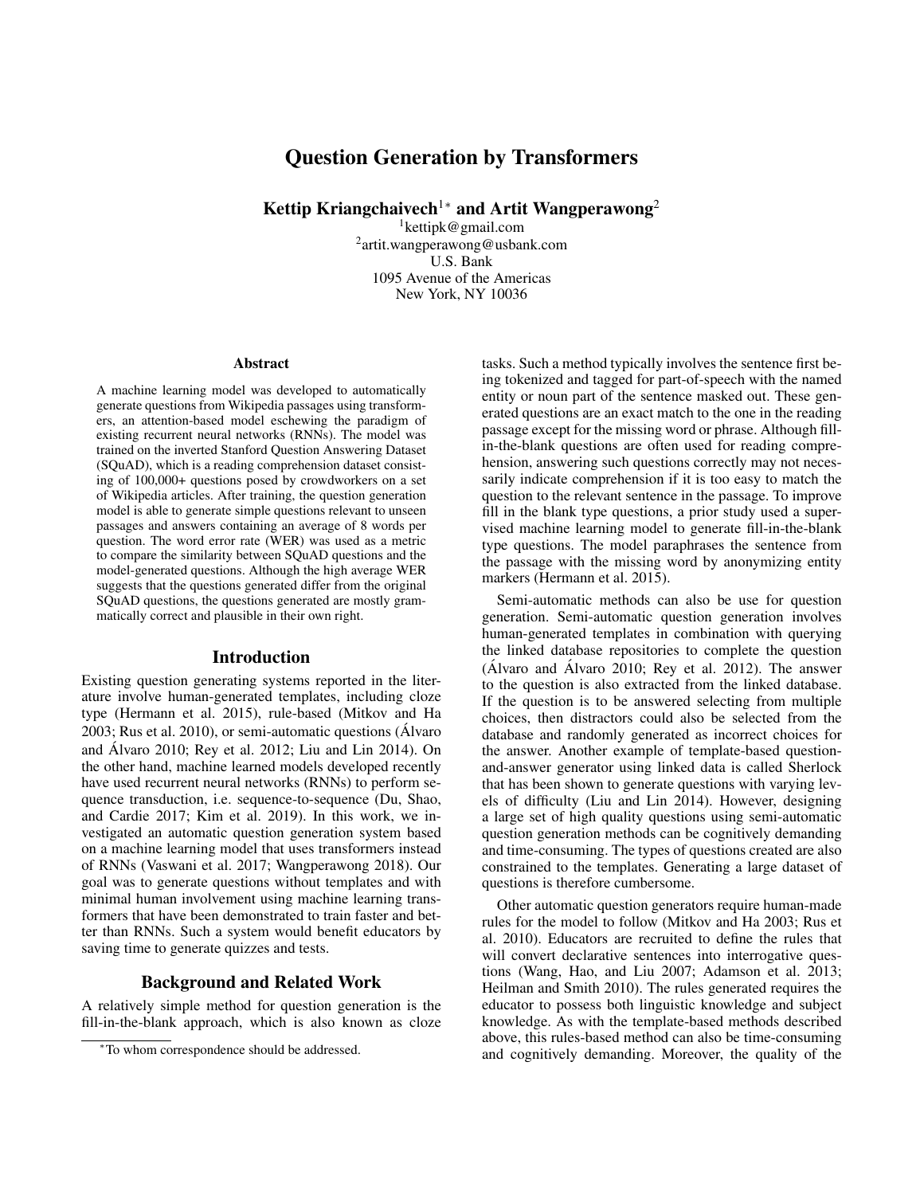# Question Generation by Transformers

**Kettip Kriangchaivech[1*] and Artit Wangperawong[2]**

[1]kettipk@gmail.com
[2]artit.wangperawong@usbank.com
U.S. Bank
1095 Avenue of the Americas
New York, NY 10036

## Abstract

A machine learning model was developed to automatically generate questions from Wikipedia passages using transformers, an attention-based model eschewing the paradigm of existing recurrent neural networks (RNNs). The model was trained on the inverted Stanford Question Answering Dataset (SQuAD), which is a reading comprehension dataset consisting of 100,000+ questions posed by crowdworkers on a set of Wikipedia articles. After training, the question generation model is able to generate simple questions relevant to unseen passages and answers containing an average of 8 words per question. The word error rate (WER) was used as a metric to compare the similarity between SQuAD questions and the model-generated questions. Although the high average WER suggests that the questions generated differ from the original SQuAD questions, the questions generated are mostly grammatically correct and plausible in their own right.

## Introduction

Existing question generating systems reported in the literature involve human-generated templates, including cloze type (Hermann et al. 2015), rule-based (Mitkov and Ha 2003; Rus et al. 2010), or semi-automatic questions (Álvaro and Álvaro 2010; Rey et al. 2012; Liu and Lin 2014). On the other hand, machine learned models developed recently have used recurrent neural networks (RNNs) to perform sequence transduction, i.e. sequence-to-sequence (Du, Shao, and Cardie 2017; Kim et al. 2019). In this work, we investigated an automatic question generation system based on a machine learning model that uses transformers instead of RNNs (Vaswani et al. 2017; Wangperawong 2018). Our goal was to generate questions without templates and with minimal human involvement using machine learning transformers that have been demonstrated to train faster and better than RNNs. Such a system would benefit educators by saving time to generate quizzes and tests.

## Background and Related Work

A relatively simple method for question generation is the fill-in-the-blank approach, which is also known as cloze tasks. Such a method typically involves the sentence first being tokenized and tagged for part-of-speech with the named entity or noun part of the sentence masked out. These generated questions are an exact match to the one in the reading passage except for the missing word or phrase. Although fill-in-the-blank questions are often used for reading comprehension, answering such questions correctly may not necessarily indicate comprehension if it is too easy to match the question to the relevant sentence in the passage. To improve fill in the blank type questions, a prior study used a supervised machine learning model to generate fill-in-the-blank type questions. The model paraphrases the sentence from the passage with the missing word by anonymizing entity markers (Hermann et al. 2015).

Semi-automatic methods can also be use for question generation. Semi-automatic question generation involves human-generated templates in combination with querying the linked database repositories to complete the question (Álvaro and Álvaro 2010; Rey et al. 2012). The answer to the question is also extracted from the linked database. If the question is to be answered selecting from multiple choices, then distractors could also be selected from the database and randomly generated as incorrect choices for the answer. Another example of template-based question-and-answer generator using linked data is called Sherlock that has been shown to generate questions with varying levels of difficulty (Liu and Lin 2014). However, designing a large set of high quality questions using semi-automatic question generation methods can be cognitively demanding and time-consuming. The types of questions created are also constrained to the templates. Generating a large dataset of questions is therefore cumbersome.

Other automatic question generators require human-made rules for the model to follow (Mitkov and Ha 2003; Rus et al. 2010). Educators are recruited to define the rules that will convert declarative sentences into interrogative questions (Wang, Hao, and Liu 2007; Adamson et al. 2013; Heilman and Smith 2010). The rules generated requires the educator to possess both linguistic knowledge and subject knowledge. As with the template-based methods described above, this rules-based method can also be time-consuming and cognitively demanding. Moreover, the quality of the

[*]To whom correspondence should be addressed.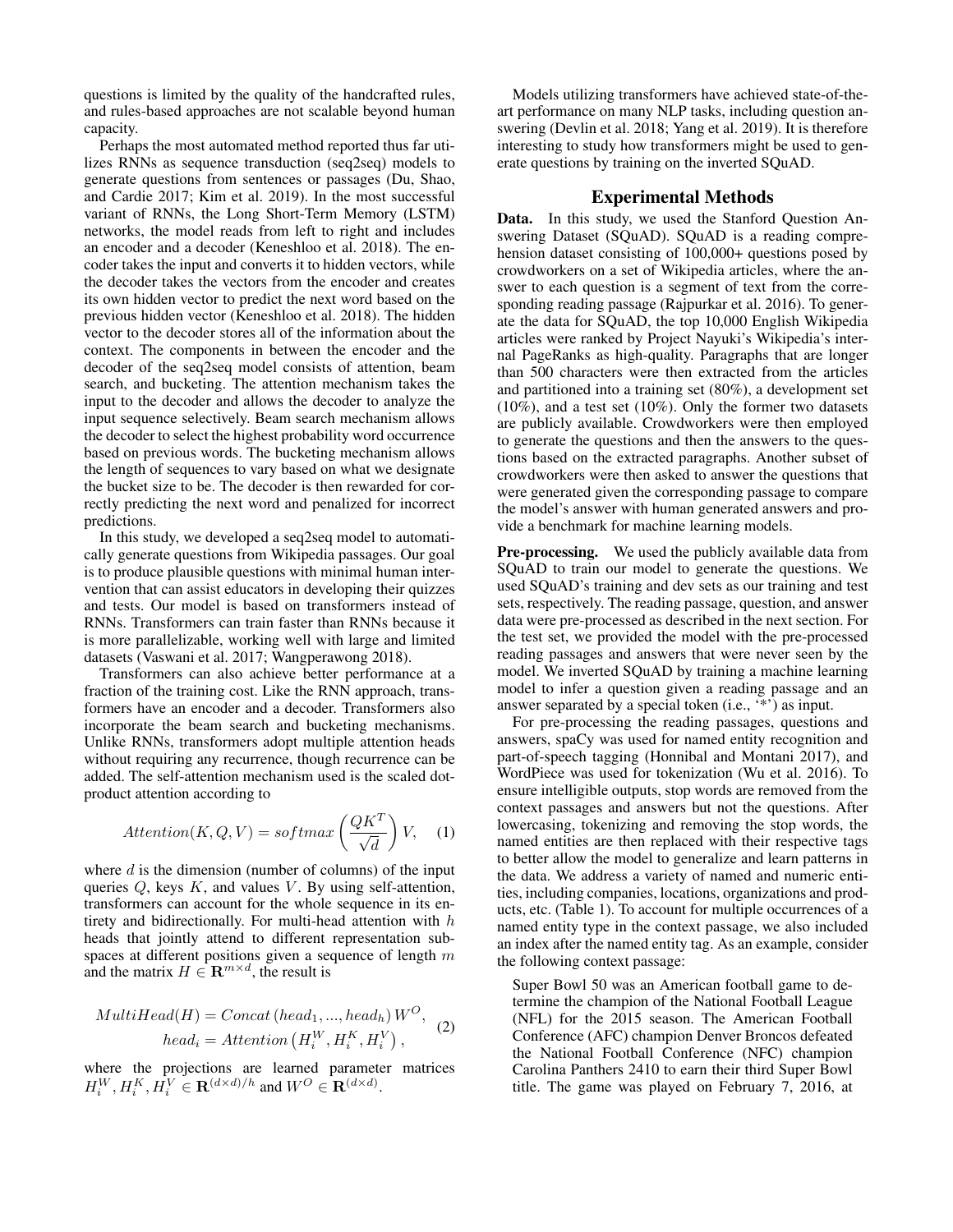questions is limited by the quality of the handcrafted rules, and rules-based approaches are not scalable beyond human capacity.

Perhaps the most automated method reported thus far utilizes RNNs as sequence transduction (seq2seq) models to generate questions from sentences or passages (Du, Shao, and Cardie 2017; Kim et al. 2019). In the most successful variant of RNNs, the Long Short-Term Memory (LSTM) networks, the model reads from left to right and includes an encoder and a decoder (Keneshloo et al. 2018). The encoder takes the input and converts it to hidden vectors, while the decoder takes the vectors from the encoder and creates its own hidden vector to predict the next word based on the previous hidden vector (Keneshloo et al. 2018). The hidden vector to the decoder stores all of the information about the context. The components in between the encoder and the decoder of the seq2seq model consists of attention, beam search, and bucketing. The attention mechanism takes the input to the decoder and allows the decoder to analyze the input sequence selectively. Beam search mechanism allows the decoder to select the highest probability word occurrence based on previous words. The bucketing mechanism allows the length of sequences to vary based on what we designate the bucket size to be. The decoder is then rewarded for correctly predicting the next word and penalized for incorrect predictions.

In this study, we developed a seq2seq model to automatically generate questions from Wikipedia passages. Our goal is to produce plausible questions with minimal human intervention that can assist educators in developing their quizzes and tests. Our model is based on transformers instead of RNNs. Transformers can train faster than RNNs because it is more parallelizable, working well with large and limited datasets (Vaswani et al. 2017; Wangperawong 2018).

Transformers can also achieve better performance at a fraction of the training cost. Like the RNN approach, transformers have an encoder and a decoder. Transformers also incorporate the beam search and bucketing mechanisms. Unlike RNNs, transformers adopt multiple attention heads without requiring any recurrence, though recurrence can be added. The self-attention mechanism used is the scaled dot-product attention according to

$$Attention(K, Q, V) = softmax\left(\frac{QK^T}{\sqrt{d}}\right)V, \quad (1)$$

where $d$ is the dimension (number of columns) of the input queries $Q$, keys $K$, and values $V$. By using self-attention, transformers can account for the whole sequence in its entirety and bidirectionally. For multi-head attention with $h$ heads that jointly attend to different representation subspaces at different positions given a sequence of length $m$ and the matrix $H \in \mathbf{R}^{m \times d}$, the result is

$$\begin{aligned} MultiHead(H) &= Concat\left(head_1, ..., head_h\right) W^O, \\ head_i &= Attention\left(H_i^W, H_i^K, H_i^V\right), \end{aligned} \quad (2)$$

where the projections are learned parameter matrices $H_i^W, H_i^K, H_i^V \in \mathbf{R}^{(d \times d)/h}$ and $W^O \in \mathbf{R}^{(d \times d)}$.

Models utilizing transformers have achieved state-of-the-art performance on many NLP tasks, including question answering (Devlin et al. 2018; Yang et al. 2019). It is therefore interesting to study how transformers might be used to generate questions by training on the inverted SQuAD.

## Experimental Methods

**Data.** In this study, we used the Stanford Question Answering Dataset (SQuAD). SQuAD is a reading comprehension dataset consisting of 100,000+ questions posed by crowdworkers on a set of Wikipedia articles, where the answer to each question is a segment of text from the corresponding reading passage (Rajpurkar et al. 2016). To generate the data for SQuAD, the top 10,000 English Wikipedia articles were ranked by Project Nayuki's Wikipedia's internal PageRanks as high-quality. Paragraphs that are longer than 500 characters were then extracted from the articles and partitioned into a training set (80%), a development set (10%), and a test set (10%). Only the former two datasets are publicly available. Crowdworkers were then employed to generate the questions and then the answers to the questions based on the extracted paragraphs. Another subset of crowdworkers were then asked to answer the questions that were generated given the corresponding passage to compare the model's answer with human generated answers and provide a benchmark for machine learning models.

**Pre-processing.** We used the publicly available data from SQuAD to train our model to generate the questions. We used SQuAD's training and dev sets as our training and test sets, respectively. The reading passage, question, and answer data were pre-processed as described in the next section. For the test set, we provided the model with the pre-processed reading passages and answers that were never seen by the model. We inverted SQuAD by training a machine learning model to infer a question given a reading passage and an answer separated by a special token (i.e., '*') as input.

For pre-processing the reading passages, questions and answers, spaCy was used for named entity recognition and part-of-speech tagging (Honnibal and Montani 2017), and WordPiece was used for tokenization (Wu et al. 2016). To ensure intelligible outputs, stop words are removed from the context passages and answers but not the questions. After lowercasing, tokenizing and removing the stop words, the named entities are then replaced with their respective tags to better allow the model to generalize and learn patterns in the data. We address a variety of named and numeric entities, including companies, locations, organizations and products, etc. (Table 1). To account for multiple occurrences of a named entity type in the context passage, we also included an index after the named entity tag. As an example, consider the following context passage:

> Super Bowl 50 was an American football game to determine the champion of the National Football League (NFL) for the 2015 season. The American Football Conference (AFC) champion Denver Broncos defeated the National Football Conference (NFC) champion Carolina Panthers 2410 to earn their third Super Bowl title. The game was played on February 7, 2016, at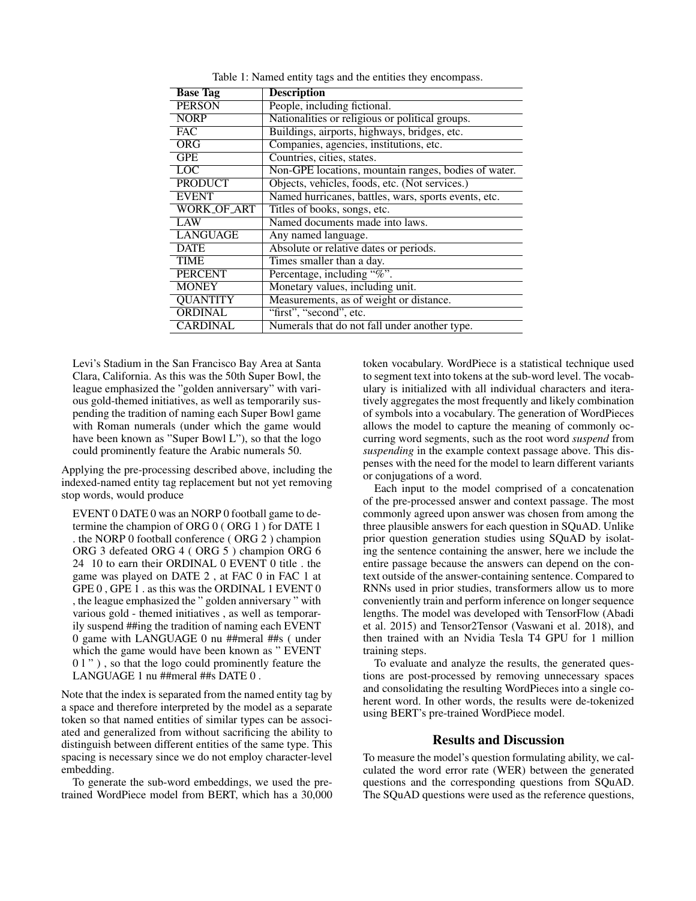Table 1: Named entity tags and the entities they encompass.

| Base Tag | Description |
|---|---|
| PERSON | People, including fictional. |
| NORP | Nationalities or religious or political groups. |
| FAC | Buildings, airports, highways, bridges, etc. |
| ORG | Companies, agencies, institutions, etc. |
| GPE | Countries, cities, states. |
| LOC | Non-GPE locations, mountain ranges, bodies of water. |
| PRODUCT | Objects, vehicles, foods, etc. (Not services.) |
| EVENT | Named hurricanes, battles, wars, sports events, etc. |
| WORK_OF_ART | Titles of books, songs, etc. |
| LAW | Named documents made into laws. |
| LANGUAGE | Any named language. |
| DATE | Absolute or relative dates or periods. |
| TIME | Times smaller than a day. |
| PERCENT | Percentage, including "%". |
| MONEY | Monetary values, including unit. |
| QUANTITY | Measurements, as of weight or distance. |
| ORDINAL | "first", "second", etc. |
| CARDINAL | Numerals that do not fall under another type. |

> Levi's Stadium in the San Francisco Bay Area at Santa Clara, California. As this was the 50th Super Bowl, the league emphasized the "golden anniversary" with various gold-themed initiatives, as well as temporarily suspending the tradition of naming each Super Bowl game with Roman numerals (under which the game would have been known as "Super Bowl L"), so that the logo could prominently feature the Arabic numerals 50.

Applying the pre-processing described above, including the indexed-named entity tag replacement but not yet removing stop words, would produce

> EVENT 0 DATE 0 was an NORP 0 football game to determine the champion of ORG 0 ( ORG 1 ) for DATE 1 . the NORP 0 football conference ( ORG 2 ) champion ORG 3 defeated ORG 4 ( ORG 5 ) champion ORG 6 24 10 to earn their ORDINAL 0 EVENT 0 title . the game was played on DATE 2 , at FAC 0 in FAC 1 at GPE 0 , GPE 1 . as this was the ORDINAL 1 EVENT 0 , the league emphasized the " golden anniversary " with various gold - themed initiatives , as well as temporarily suspend ##ing the tradition of naming each EVENT 0 game with LANGUAGE 0 nu ##meral ##s ( under which the game would have been known as " EVENT 0 l " ) , so that the logo could prominently feature the LANGUAGE 1 nu ##meral ##s DATE 0 .

Note that the index is separated from the named entity tag by a space and therefore interpreted by the model as a separate token so that named entities of similar types can be associated and generalized from without sacrificing the ability to distinguish between different entities of the same type. This spacing is necessary since we do not employ character-level embedding.

To generate the sub-word embeddings, we used the pre-trained WordPiece model from BERT, which has a 30,000 token vocabulary. WordPiece is a statistical technique used to segment text into tokens at the sub-word level. The vocabulary is initialized with all individual characters and iteratively aggregates the most frequently and likely combination of symbols into a vocabulary. The generation of WordPieces allows the model to capture the meaning of commonly occurring word segments, such as the root word *suspend* from *suspending* in the example context passage above. This dispenses with the need for the model to learn different variants or conjugations of a word.

Each input to the model comprised of a concatenation of the pre-processed answer and context passage. The most commonly agreed upon answer was chosen from among the three plausible answers for each question in SQuAD. Unlike prior question generation studies using SQuAD by isolating the sentence containing the answer, here we include the entire passage because the answers can depend on the context outside of the answer-containing sentence. Compared to RNNs used in prior studies, transformers allow us to more conveniently train and perform inference on longer sequence lengths. The model was developed with TensorFlow (Abadi et al. 2015) and Tensor2Tensor (Vaswani et al. 2018), and then trained with an Nvidia Tesla T4 GPU for 1 million training steps.

To evaluate and analyze the results, the generated questions are post-processed by removing unnecessary spaces and consolidating the resulting WordPieces into a single coherent word. In other words, the results were de-tokenized using BERT's pre-trained WordPiece model.

## Results and Discussion

To measure the model's question formulating ability, we calculated the word error rate (WER) between the generated questions and the corresponding questions from SQuAD. The SQuAD questions were used as the reference questions,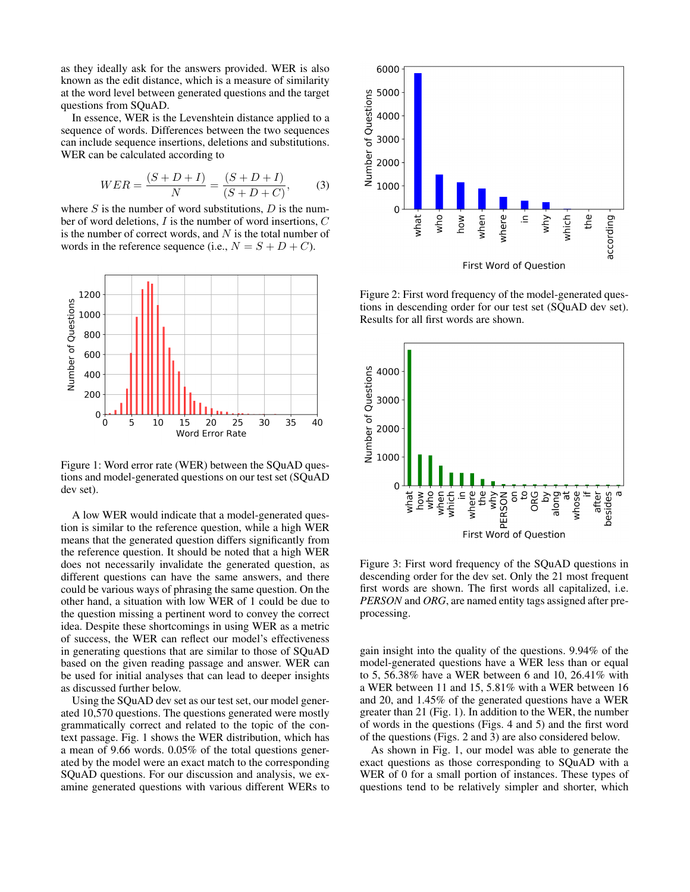as they ideally ask for the answers provided. WER is also known as the edit distance, which is a measure of similarity at the word level between generated questions and the target questions from SQuAD.

In essence, WER is the Levenshtein distance applied to a sequence of words. Differences between the two sequences can include sequence insertions, deletions and substitutions. WER can be calculated according to

$$WER = \frac{(S + D + I)}{N} = \frac{(S + D + I)}{(S + D + C)}, \tag{3}$$

where $S$ is the number of word substitutions, $D$ is the number of word deletions, $I$ is the number of word insertions, $C$ is the number of correct words, and $N$ is the total number of words in the reference sequence (i.e., $N = S + D + C$).

Figure 1: Word error rate (WER) between the SQuAD questions and model-generated questions on our test set (SQuAD dev set).

A low WER would indicate that a model-generated question is similar to the reference question, while a high WER means that the generated question differs significantly from the reference question. It should be noted that a high WER does not necessarily invalidate the generated question, as different questions can have the same answers, and there could be various ways of phrasing the same question. On the other hand, a situation with low WER of 1 could be due to the question missing a pertinent word to convey the correct idea. Despite these shortcomings in using WER as a metric of success, the WER can reflect our model's effectiveness in generating questions that are similar to those of SQuAD based on the given reading passage and answer. WER can be used for initial analyses that can lead to deeper insights as discussed further below.

Using the SQuAD dev set as our test set, our model generated 10,570 questions. The questions generated were mostly grammatically correct and related to the topic of the context passage. Fig. 1 shows the WER distribution, which has a mean of 9.66 words. 0.05% of the total questions generated by the model were an exact match to the corresponding SQuAD questions. For our discussion and analysis, we examine generated questions with various different WERs to gain insight into the quality of the questions. 9.94% of the model-generated questions have a WER less than or equal to 5, 56.38% have a WER between 6 and 10, 26.41% with a WER between 11 and 15, 5.81% with a WER between 16 and 20, and 1.45% of the generated questions have a WER greater than 21 (Fig. 1). In addition to the WER, the number of words in the questions (Figs. 4 and 5) and the first word of the questions (Figs. 2 and 3) are also considered below.

Figure 2: First word frequency of the model-generated questions in descending order for our test set (SQuAD dev set). Results for all first words are shown.

Figure 3: First word frequency of the SQuAD questions in descending order for the dev set. Only the 21 most frequent first words are shown. The first words all capitalized, i.e. *PERSON* and *ORG*, are named entity tags assigned after preprocessing.

As shown in Fig. 1, our model was able to generate the exact questions as those corresponding to SQuAD with a WER of 0 for a small portion of instances. These types of questions tend to be relatively simpler and shorter, which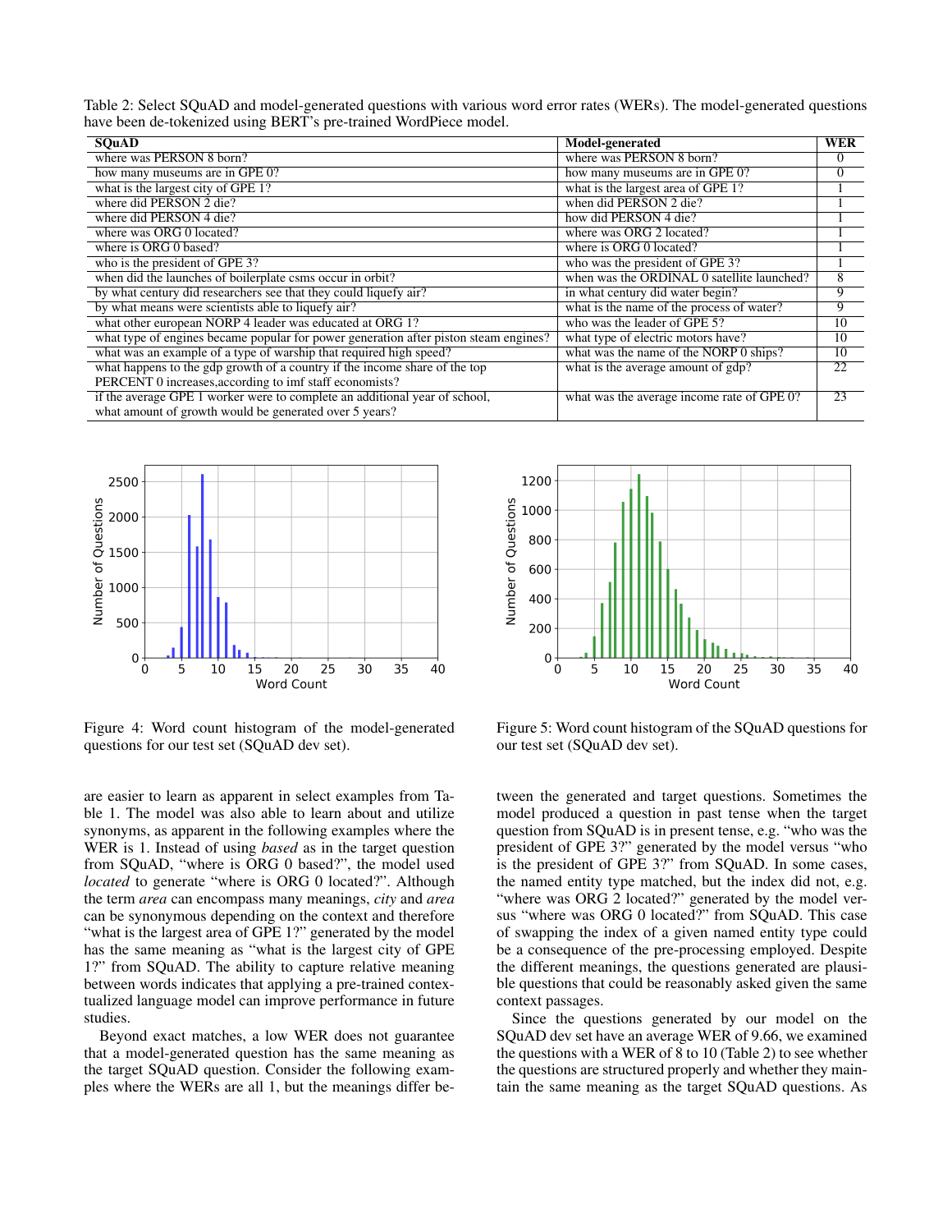Table 2: Select SQuAD and model-generated questions with various word error rates (WERs). The model-generated questions have been de-tokenized using BERT's pre-trained WordPiece model.

| SQuAD | Model-generated | WER |
|---|---|---|
| where was PERSON 8 born? | where was PERSON 8 born? | 0 |
| how many museums are in GPE 0? | how many museums are in GPE 0? | 0 |
| what is the largest city of GPE 1? | what is the largest area of GPE 1? | 1 |
| where did PERSON 2 die? | when did PERSON 2 die? | 1 |
| where did PERSON 4 die? | how did PERSON 4 die? | 1 |
| where was ORG 0 located? | where was ORG 2 located? | 1 |
| where is ORG 0 based? | where is ORG 0 located? | 1 |
| who is the president of GPE 3? | who was the president of GPE 3? | 1 |
| when did the launches of boilerplate csms occur in orbit? | when was the ORDINAL 0 satellite launched? | 8 |
| by what century did researchers see that they could liquefy air? | in what century did water begin? | 9 |
| by what means were scientists able to liquefy air? | what is the name of the process of water? | 9 |
| what other european NORP 4 leader was educated at ORG 1? | who was the leader of GPE 5? | 10 |
| what type of engines became popular for power generation after piston steam engines? | what type of electric motors have? | 10 |
| what was an example of a type of warship that required high speed? | what was the name of the NORP 0 ships? | 10 |
| what happens to the gdp growth of a country if the income share of the top PERCENT 0 increases,according to imf staff economists? | what is the average amount of gdp? | 22 |
| if the average GPE 1 worker were to complete an additional year of school, what amount of growth would be generated over 5 years? | what was the average income rate of GPE 0? | 23 |

Figure 4: Word count histogram of the model-generated questions for our test set (SQuAD dev set).

Figure 5: Word count histogram of the SQuAD questions for our test set (SQuAD dev set).

are easier to learn as apparent in select examples from Table 1. The model was also able to learn about and utilize synonyms, as apparent in the following examples where the WER is 1. Instead of using *based* as in the target question from SQuAD, "where is ORG 0 based?", the model used *located* to generate "where is ORG 0 located?". Although the term *area* can encompass many meanings, *city* and *area* can be synonymous depending on the context and therefore "what is the largest area of GPE 1?" generated by the model has the same meaning as "what is the largest city of GPE 1?" from SQuAD. The ability to capture relative meaning between words indicates that applying a pre-trained contextualized language model can improve performance in future studies.

Beyond exact matches, a low WER does not guarantee that a model-generated question has the same meaning as the target SQuAD question. Consider the following examples where the WERs are all 1, but the meanings differ between the generated and target questions. Sometimes the model produced a question in past tense when the target question from SQuAD is in present tense, e.g. "who was the president of GPE 3?" generated by the model versus "who is the president of GPE 3?" from SQuAD. In some cases, the named entity type matched, but the index did not, e.g. "where was ORG 2 located?" generated by the model versus "where was ORG 0 located?" from SQuAD. This case of swapping the index of a given named entity type could be a consequence of the pre-processing employed. Despite the different meanings, the questions generated are plausible questions that could be reasonably asked given the same context passages.

Since the questions generated by our model on the SQuAD dev set have an average WER of 9.66, we examined the questions with a WER of 8 to 10 (Table 2) to see whether the questions are structured properly and whether they maintain the same meaning as the target SQuAD questions. As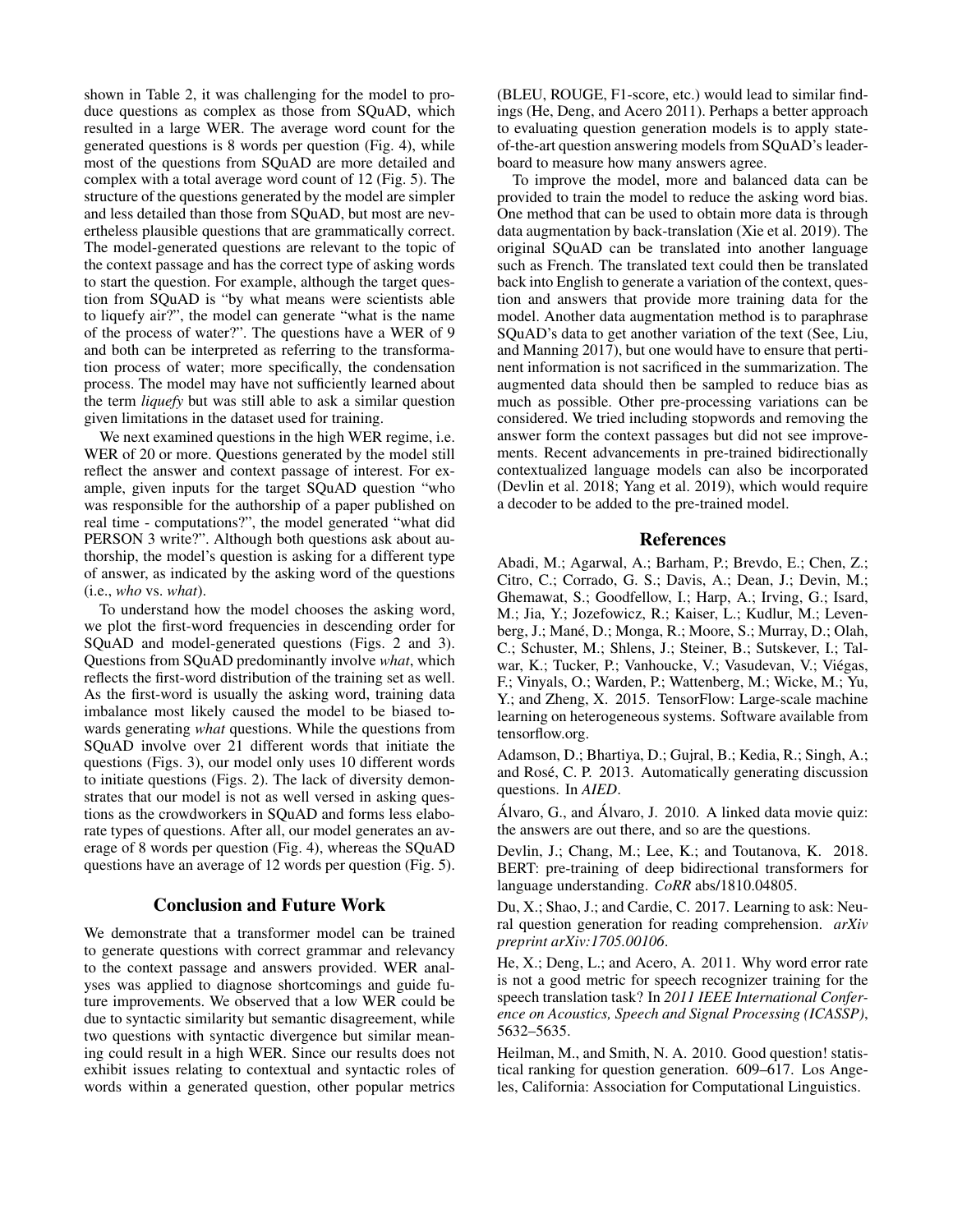shown in Table 2, it was challenging for the model to produce questions as complex as those from SQuAD, which resulted in a large WER. The average word count for the generated questions is 8 words per question (Fig. 4), while most of the questions from SQuAD are more detailed and complex with a total average word count of 12 (Fig. 5). The structure of the questions generated by the model are simpler and less detailed than those from SQuAD, but most are nevertheless plausible questions that are grammatically correct. The model-generated questions are relevant to the topic of the context passage and has the correct type of asking words to start the question. For example, although the target question from SQuAD is "by what means were scientists able to liquefy air?", the model can generate "what is the name of the process of water?". The questions have a WER of 9 and both can be interpreted as referring to the transformation process of water; more specifically, the condensation process. The model may have not sufficiently learned about the term *liquefy* but was still able to ask a similar question given limitations in the dataset used for training.

We next examined questions in the high WER regime, i.e. WER of 20 or more. Questions generated by the model still reflect the answer and context passage of interest. For example, given inputs for the target SQuAD question "who was responsible for the authorship of a paper published on real time - computations?", the model generated "what did PERSON 3 write?". Although both questions ask about authorship, the model's question is asking for a different type of answer, as indicated by the asking word of the questions (i.e., *who* vs. *what*).

To understand how the model chooses the asking word, we plot the first-word frequencies in descending order for SQuAD and model-generated questions (Figs. 2 and 3). Questions from SQuAD predominantly involve *what*, which reflects the first-word distribution of the training set as well. As the first-word is usually the asking word, training data imbalance most likely caused the model to be biased towards generating *what* questions. While the questions from SQuAD involve over 21 different words that initiate the questions (Figs. 3), our model only uses 10 different words to initiate questions (Figs. 2). The lack of diversity demonstrates that our model is not as well versed in asking questions as the crowdworkers in SQuAD and forms less elaborate types of questions. After all, our model generates an average of 8 words per question (Fig. 4), whereas the SQuAD questions have an average of 12 words per question (Fig. 5).

## Conclusion and Future Work

We demonstrate that a transformer model can be trained to generate questions with correct grammar and relevancy to the context passage and answers provided. WER analyses was applied to diagnose shortcomings and guide future improvements. We observed that a low WER could be due to syntactic similarity but semantic disagreement, while two questions with syntactic divergence but similar meaning could result in a high WER. Since our results does not exhibit issues relating to contextual and syntactic roles of words within a generated question, other popular metrics (BLEU, ROUGE, F1-score, etc.) would lead to similar findings (He, Deng, and Acero 2011). Perhaps a better approach to evaluating question generation models is to apply state-of-the-art question answering models from SQuAD's leaderboard to measure how many answers agree.

To improve the model, more and balanced data can be provided to train the model to reduce the asking word bias. One method that can be used to obtain more data is through data augmentation by back-translation (Xie et al. 2019). The original SQuAD can be translated into another language such as French. The translated text could then be translated back into English to generate a variation of the context, question and answers that provide more training data for the model. Another data augmentation method is to paraphrase SQuAD's data to get another variation of the text (See, Liu, and Manning 2017), but one would have to ensure that pertinent information is not sacrificed in the summarization. The augmented data should then be sampled to reduce bias as much as possible. Other pre-processing variations can be considered. We tried including stopwords and removing the answer form the context passages but did not see improvements. Recent advancements in pre-trained bidirectionally contextualized language models can also be incorporated (Devlin et al. 2018; Yang et al. 2019), which would require a decoder to be added to the pre-trained model.

## References

Abadi, M.; Agarwal, A.; Barham, P.; Brevdo, E.; Chen, Z.; Citro, C.; Corrado, G. S.; Davis, A.; Dean, J.; Devin, M.; Ghemawat, S.; Goodfellow, I.; Harp, A.; Irving, G.; Isard, M.; Jia, Y.; Jozefowicz, R.; Kaiser, L.; Kudlur, M.; Levenberg, J.; Mané, D.; Monga, R.; Moore, S.; Murray, D.; Olah, C.; Schuster, M.; Shlens, J.; Steiner, B.; Sutskever, I.; Talwar, K.; Tucker, P.; Vanhoucke, V.; Vasudevan, V.; Viégas, F.; Vinyals, O.; Warden, P.; Wattenberg, M.; Wicke, M.; Yu, Y.; and Zheng, X. 2015. TensorFlow: Large-scale machine learning on heterogeneous systems. Software available from tensorflow.org.

Adamson, D.; Bhartiya, D.; Gujral, B.; Kedia, R.; Singh, A.; and Rosé, C. P. 2013. Automatically generating discussion questions. In *AIED*.

Álvaro, G., and Álvaro, J. 2010. A linked data movie quiz: the answers are out there, and so are the questions.

Devlin, J.; Chang, M.; Lee, K.; and Toutanova, K. 2018. BERT: pre-training of deep bidirectional transformers for language understanding. *CoRR* abs/1810.04805.

Du, X.; Shao, J.; and Cardie, C. 2017. Learning to ask: Neural question generation for reading comprehension. *arXiv preprint arXiv:1705.00106*.

He, X.; Deng, L.; and Acero, A. 2011. Why word error rate is not a good metric for speech recognizer training for the speech translation task? In *2011 IEEE International Conference on Acoustics, Speech and Signal Processing (ICASSP)*, 5632–5635.

Heilman, M., and Smith, N. A. 2010. Good question! statistical ranking for question generation. 609–617. Los Angeles, California: Association for Computational Linguistics.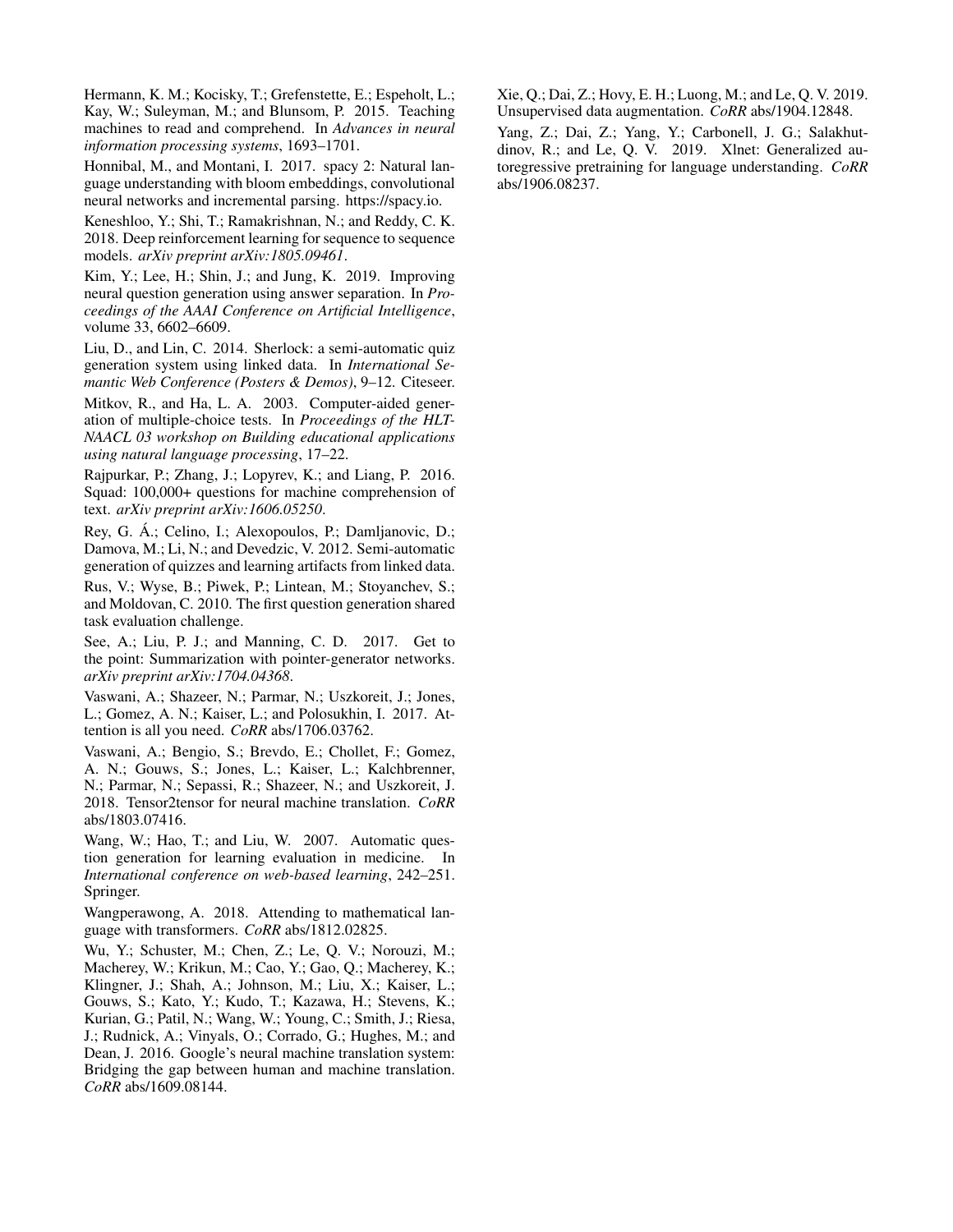Hermann, K. M.; Kocisky, T.; Grefenstette, E.; Espeholt, L.; Kay, W.; Suleyman, M.; and Blunsom, P. 2015. Teaching machines to read and comprehend. In *Advances in neural information processing systems*, 1693–1701.

Honnibal, M., and Montani, I. 2017. spacy 2: Natural language understanding with bloom embeddings, convolutional neural networks and incremental parsing. https://spacy.io.

Keneshloo, Y.; Shi, T.; Ramakrishnan, N.; and Reddy, C. K. 2018. Deep reinforcement learning for sequence to sequence models. *arXiv preprint arXiv:1805.09461*.

Kim, Y.; Lee, H.; Shin, J.; and Jung, K. 2019. Improving neural question generation using answer separation. In *Proceedings of the AAAI Conference on Artificial Intelligence*, volume 33, 6602–6609.

Liu, D., and Lin, C. 2014. Sherlock: a semi-automatic quiz generation system using linked data. In *International Semantic Web Conference (Posters & Demos)*, 9–12. Citeseer.

Mitkov, R., and Ha, L. A. 2003. Computer-aided generation of multiple-choice tests. In *Proceedings of the HLT-NAACL 03 workshop on Building educational applications using natural language processing*, 17–22.

Rajpurkar, P.; Zhang, J.; Lopyrev, K.; and Liang, P. 2016. Squad: 100,000+ questions for machine comprehension of text. *arXiv preprint arXiv:1606.05250*.

Rey, G. Á.; Celino, I.; Alexopoulos, P.; Damljanovic, D.; Damova, M.; Li, N.; and Devedzic, V. 2012. Semi-automatic generation of quizzes and learning artifacts from linked data.

Rus, V.; Wyse, B.; Piwek, P.; Lintean, M.; Stoyanchev, S.; and Moldovan, C. 2010. The first question generation shared task evaluation challenge.

See, A.; Liu, P. J.; and Manning, C. D. 2017. Get to the point: Summarization with pointer-generator networks. *arXiv preprint arXiv:1704.04368*.

Vaswani, A.; Shazeer, N.; Parmar, N.; Uszkoreit, J.; Jones, L.; Gomez, A. N.; Kaiser, L.; and Polosukhin, I. 2017. Attention is all you need. *CoRR* abs/1706.03762.

Vaswani, A.; Bengio, S.; Brevdo, E.; Chollet, F.; Gomez, A. N.; Gouws, S.; Jones, L.; Kaiser, L.; Kalchbrenner, N.; Parmar, N.; Sepassi, R.; Shazeer, N.; and Uszkoreit, J. 2018. Tensor2tensor for neural machine translation. *CoRR* abs/1803.07416.

Wang, W.; Hao, T.; and Liu, W. 2007. Automatic question generation for learning evaluation in medicine. In *International conference on web-based learning*, 242–251. Springer.

Wangperawong, A. 2018. Attending to mathematical language with transformers. *CoRR* abs/1812.02825.

Wu, Y.; Schuster, M.; Chen, Z.; Le, Q. V.; Norouzi, M.; Macherey, W.; Krikun, M.; Cao, Y.; Gao, Q.; Macherey, K.; Klingner, J.; Shah, A.; Johnson, M.; Liu, X.; Kaiser, L.; Gouws, S.; Kato, Y.; Kudo, T.; Kazawa, H.; Stevens, K.; Kurian, G.; Patil, N.; Wang, W.; Young, C.; Smith, J.; Riesa, J.; Rudnick, A.; Vinyals, O.; Corrado, G.; Hughes, M.; and Dean, J. 2016. Google's neural machine translation system: Bridging the gap between human and machine translation. *CoRR* abs/1609.08144.

Xie, Q.; Dai, Z.; Hovy, E. H.; Luong, M.; and Le, Q. V. 2019. Unsupervised data augmentation. *CoRR* abs/1904.12848.

Yang, Z.; Dai, Z.; Yang, Y.; Carbonell, J. G.; Salakhutdinov, R.; and Le, Q. V. 2019. Xlnet: Generalized autoregressive pretraining for language understanding. *CoRR* abs/1906.08237.